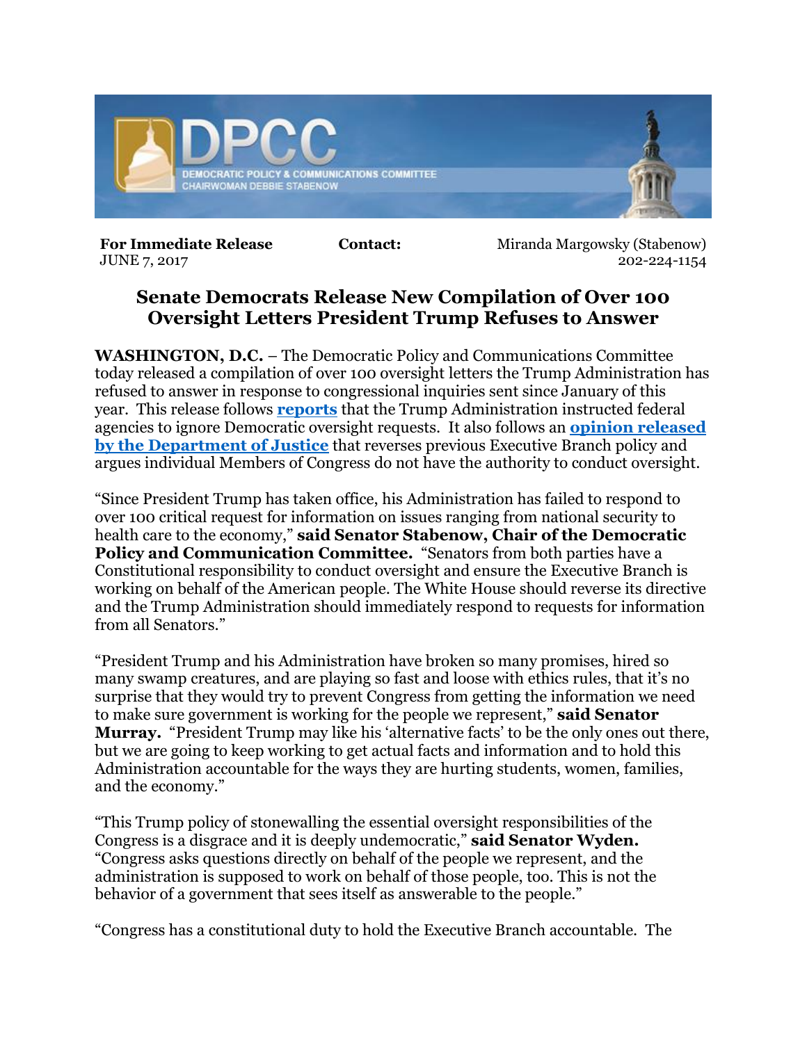DPCC

DEMOCRATIC POLICY & COMMUNICATIONS COMMITTEE
CHAIRWOMAN DEBBIE STABENOW

**For Immediate Release** JUNE 7, 2017 **Contact:** Miranda Margowsky (Stabenow) 202-224-1154

## Senate Democrats Release New Compilation of Over 100 Oversight Letters President Trump Refuses to Answer

**WASHINGTON, D.C.** – The Democratic Policy and Communications Committee today released a compilation of over 100 oversight letters the Trump Administration has refused to answer in response to congressional inquiries sent since January of this year. This release follows **reports** that the Trump Administration instructed federal agencies to ignore Democratic oversight requests. It also follows an **opinion released by the Department of Justice** that reverses previous Executive Branch policy and argues individual Members of Congress do not have the authority to conduct oversight.

"Since President Trump has taken office, his Administration has failed to respond to over 100 critical request for information on issues ranging from national security to health care to the economy," **said Senator Stabenow, Chair of the Democratic Policy and Communication Committee.** "Senators from both parties have a Constitutional responsibility to conduct oversight and ensure the Executive Branch is working on behalf of the American people. The White House should reverse its directive and the Trump Administration should immediately respond to requests for information from all Senators."

"President Trump and his Administration have broken so many promises, hired so many swamp creatures, and are playing so fast and loose with ethics rules, that it's no surprise that they would try to prevent Congress from getting the information we need to make sure government is working for the people we represent," **said Senator Murray.** "President Trump may like his 'alternative facts' to be the only ones out there, but we are going to keep working to get actual facts and information and to hold this Administration accountable for the ways they are hurting students, women, families, and the economy."

"This Trump policy of stonewalling the essential oversight responsibilities of the Congress is a disgrace and it is deeply undemocratic," **said Senator Wyden.** "Congress asks questions directly on behalf of the people we represent, and the administration is supposed to work on behalf of those people, too. This is not the behavior of a government that sees itself as answerable to the people."

"Congress has a constitutional duty to hold the Executive Branch accountable. The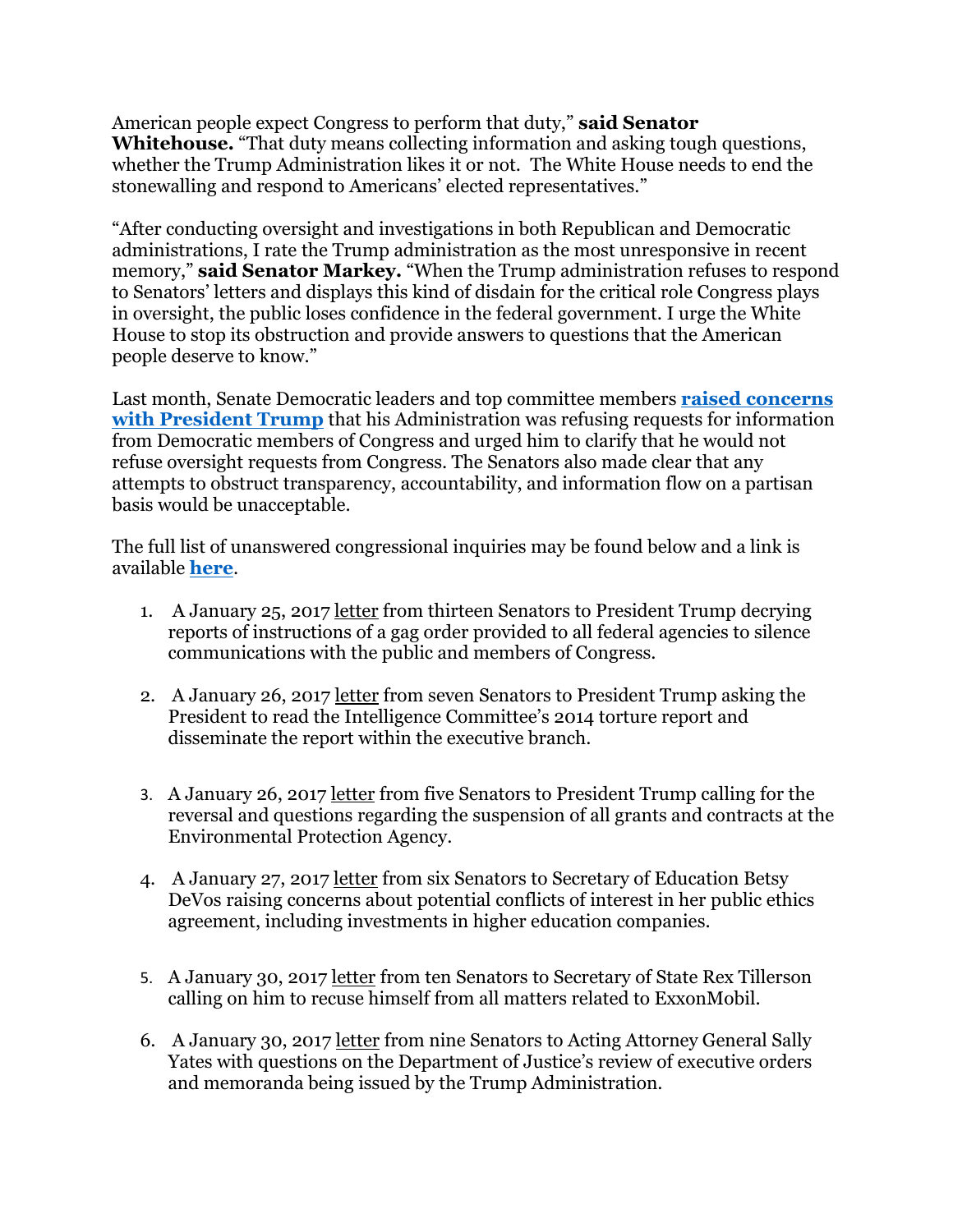American people expect Congress to perform that duty," **said Senator Whitehouse.** "That duty means collecting information and asking tough questions, whether the Trump Administration likes it or not. The White House needs to end the stonewalling and respond to Americans' elected representatives."

"After conducting oversight and investigations in both Republican and Democratic administrations, I rate the Trump administration as the most unresponsive in recent memory," **said Senator Markey.** "When the Trump administration refuses to respond to Senators' letters and displays this kind of disdain for the critical role Congress plays in oversight, the public loses confidence in the federal government. I urge the White House to stop its obstruction and provide answers to questions that the American people deserve to know."

Last month, Senate Democratic leaders and top committee members **raised concerns with President Trump** that his Administration was refusing requests for information from Democratic members of Congress and urged him to clarify that he would not refuse oversight requests from Congress. The Senators also made clear that any attempts to obstruct transparency, accountability, and information flow on a partisan basis would be unacceptable.

The full list of unanswered congressional inquiries may be found below and a link is available **here**.

1. A January 25, 2017 letter from thirteen Senators to President Trump decrying reports of instructions of a gag order provided to all federal agencies to silence communications with the public and members of Congress.

2. A January 26, 2017 letter from seven Senators to President Trump asking the President to read the Intelligence Committee's 2014 torture report and disseminate the report within the executive branch.

3. A January 26, 2017 letter from five Senators to President Trump calling for the reversal and questions regarding the suspension of all grants and contracts at the Environmental Protection Agency.

4. A January 27, 2017 letter from six Senators to Secretary of Education Betsy DeVos raising concerns about potential conflicts of interest in her public ethics agreement, including investments in higher education companies.

5. A January 30, 2017 letter from ten Senators to Secretary of State Rex Tillerson calling on him to recuse himself from all matters related to ExxonMobil.

6. A January 30, 2017 letter from nine Senators to Acting Attorney General Sally Yates with questions on the Department of Justice's review of executive orders and memoranda being issued by the Trump Administration.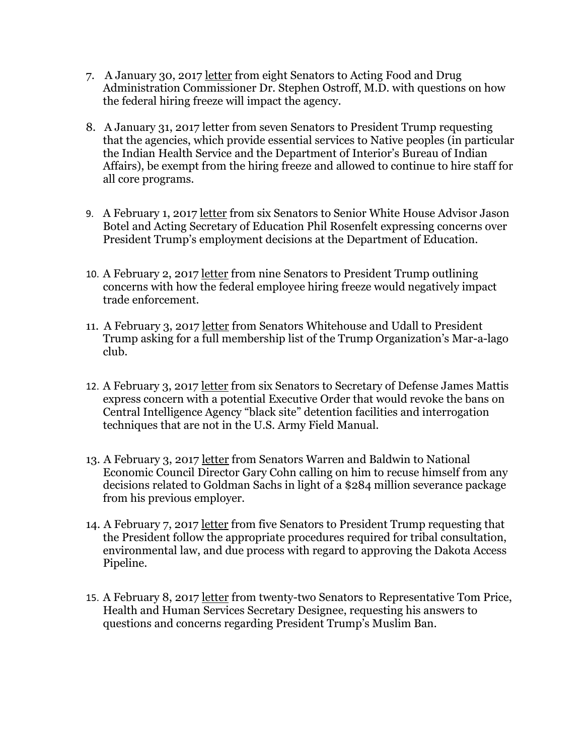7. A January 30, 2017 letter from eight Senators to Acting Food and Drug Administration Commissioner Dr. Stephen Ostroff, M.D. with questions on how the federal hiring freeze will impact the agency.

8. A January 31, 2017 letter from seven Senators to President Trump requesting that the agencies, which provide essential services to Native peoples (in particular the Indian Health Service and the Department of Interior's Bureau of Indian Affairs), be exempt from the hiring freeze and allowed to continue to hire staff for all core programs.

9. A February 1, 2017 letter from six Senators to Senior White House Advisor Jason Botel and Acting Secretary of Education Phil Rosenfelt expressing concerns over President Trump's employment decisions at the Department of Education.

10. A February 2, 2017 letter from nine Senators to President Trump outlining concerns with how the federal employee hiring freeze would negatively impact trade enforcement.

11. A February 3, 2017 letter from Senators Whitehouse and Udall to President Trump asking for a full membership list of the Trump Organization's Mar-a-lago club.

12. A February 3, 2017 letter from six Senators to Secretary of Defense James Mattis express concern with a potential Executive Order that would revoke the bans on Central Intelligence Agency "black site" detention facilities and interrogation techniques that are not in the U.S. Army Field Manual.

13. A February 3, 2017 letter from Senators Warren and Baldwin to National Economic Council Director Gary Cohn calling on him to recuse himself from any decisions related to Goldman Sachs in light of a $284 million severance package from his previous employer.

14. A February 7, 2017 letter from five Senators to President Trump requesting that the President follow the appropriate procedures required for tribal consultation, environmental law, and due process with regard to approving the Dakota Access Pipeline.

15. A February 8, 2017 letter from twenty-two Senators to Representative Tom Price, Health and Human Services Secretary Designee, requesting his answers to questions and concerns regarding President Trump's Muslim Ban.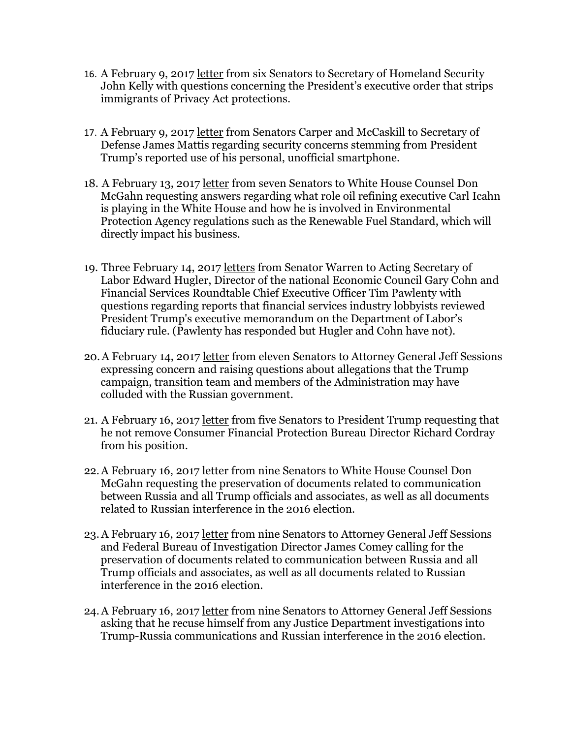16. A February 9, 2017 letter from six Senators to Secretary of Homeland Security John Kelly with questions concerning the President's executive order that strips immigrants of Privacy Act protections.

17. A February 9, 2017 letter from Senators Carper and McCaskill to Secretary of Defense James Mattis regarding security concerns stemming from President Trump's reported use of his personal, unofficial smartphone.

18. A February 13, 2017 letter from seven Senators to White House Counsel Don McGahn requesting answers regarding what role oil refining executive Carl Icahn is playing in the White House and how he is involved in Environmental Protection Agency regulations such as the Renewable Fuel Standard, which will directly impact his business.

19. Three February 14, 2017 letters from Senator Warren to Acting Secretary of Labor Edward Hugler, Director of the national Economic Council Gary Cohn and Financial Services Roundtable Chief Executive Officer Tim Pawlenty with questions regarding reports that financial services industry lobbyists reviewed President Trump's executive memorandum on the Department of Labor's fiduciary rule. (Pawlenty has responded but Hugler and Cohn have not).

20. A February 14, 2017 letter from eleven Senators to Attorney General Jeff Sessions expressing concern and raising questions about allegations that the Trump campaign, transition team and members of the Administration may have colluded with the Russian government.

21. A February 16, 2017 letter from five Senators to President Trump requesting that he not remove Consumer Financial Protection Bureau Director Richard Cordray from his position.

22. A February 16, 2017 letter from nine Senators to White House Counsel Don McGahn requesting the preservation of documents related to communication between Russia and all Trump officials and associates, as well as all documents related to Russian interference in the 2016 election.

23. A February 16, 2017 letter from nine Senators to Attorney General Jeff Sessions and Federal Bureau of Investigation Director James Comey calling for the preservation of documents related to communication between Russia and all Trump officials and associates, as well as all documents related to Russian interference in the 2016 election.

24. A February 16, 2017 letter from nine Senators to Attorney General Jeff Sessions asking that he recuse himself from any Justice Department investigations into Trump-Russia communications and Russian interference in the 2016 election.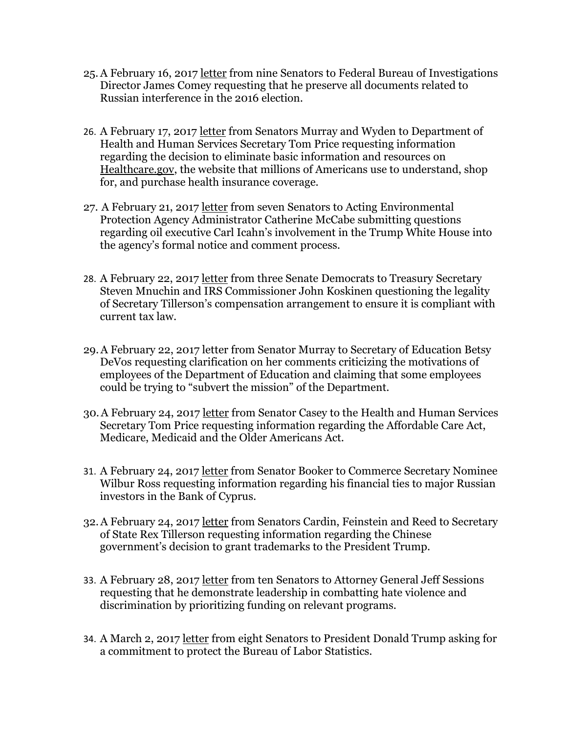25. A February 16, 2017 letter from nine Senators to Federal Bureau of Investigations Director James Comey requesting that he preserve all documents related to Russian interference in the 2016 election.

26. A February 17, 2017 letter from Senators Murray and Wyden to Department of Health and Human Services Secretary Tom Price requesting information regarding the decision to eliminate basic information and resources on Healthcare.gov, the website that millions of Americans use to understand, shop for, and purchase health insurance coverage.

27. A February 21, 2017 letter from seven Senators to Acting Environmental Protection Agency Administrator Catherine McCabe submitting questions regarding oil executive Carl Icahn's involvement in the Trump White House into the agency's formal notice and comment process.

28. A February 22, 2017 letter from three Senate Democrats to Treasury Secretary Steven Mnuchin and IRS Commissioner John Koskinen questioning the legality of Secretary Tillerson's compensation arrangement to ensure it is compliant with current tax law.

29. A February 22, 2017 letter from Senator Murray to Secretary of Education Betsy DeVos requesting clarification on her comments criticizing the motivations of employees of the Department of Education and claiming that some employees could be trying to "subvert the mission" of the Department.

30. A February 24, 2017 letter from Senator Casey to the Health and Human Services Secretary Tom Price requesting information regarding the Affordable Care Act, Medicare, Medicaid and the Older Americans Act.

31. A February 24, 2017 letter from Senator Booker to Commerce Secretary Nominee Wilbur Ross requesting information regarding his financial ties to major Russian investors in the Bank of Cyprus.

32. A February 24, 2017 letter from Senators Cardin, Feinstein and Reed to Secretary of State Rex Tillerson requesting information regarding the Chinese government's decision to grant trademarks to the President Trump.

33. A February 28, 2017 letter from ten Senators to Attorney General Jeff Sessions requesting that he demonstrate leadership in combatting hate violence and discrimination by prioritizing funding on relevant programs.

34. A March 2, 2017 letter from eight Senators to President Donald Trump asking for a commitment to protect the Bureau of Labor Statistics.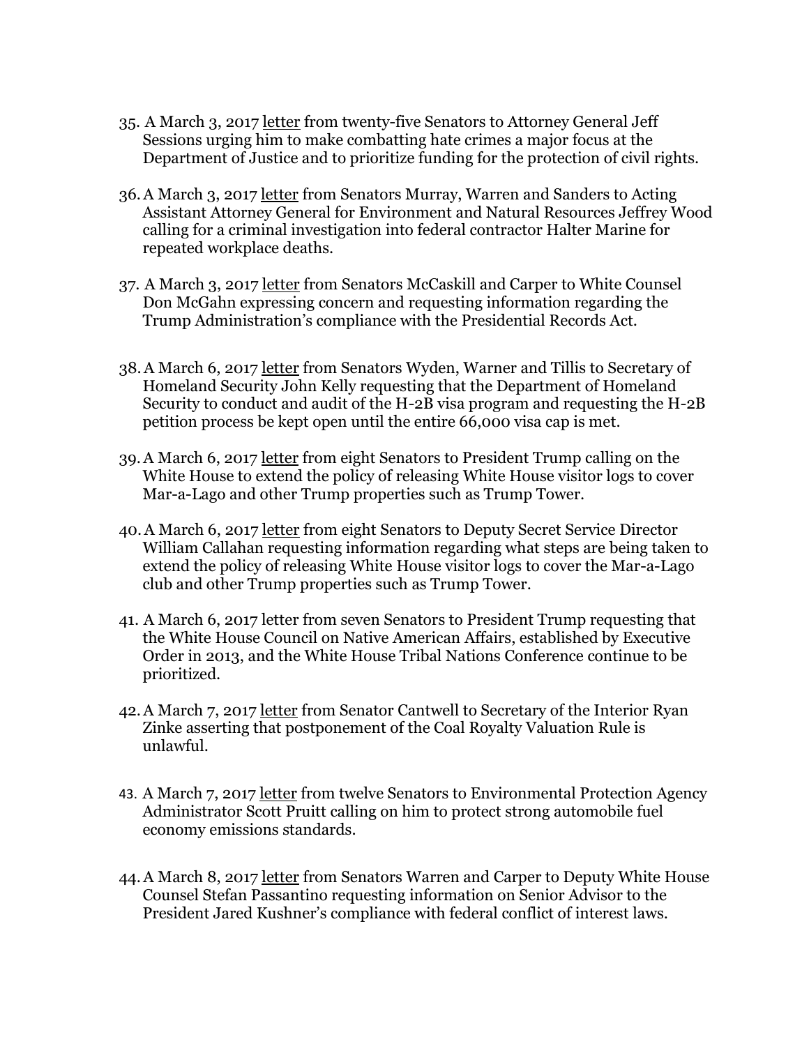35. A March 3, 2017 letter from twenty-five Senators to Attorney General Jeff Sessions urging him to make combatting hate crimes a major focus at the Department of Justice and to prioritize funding for the protection of civil rights.

36. A March 3, 2017 letter from Senators Murray, Warren and Sanders to Acting Assistant Attorney General for Environment and Natural Resources Jeffrey Wood calling for a criminal investigation into federal contractor Halter Marine for repeated workplace deaths.

37. A March 3, 2017 letter from Senators McCaskill and Carper to White Counsel Don McGahn expressing concern and requesting information regarding the Trump Administration's compliance with the Presidential Records Act.

38. A March 6, 2017 letter from Senators Wyden, Warner and Tillis to Secretary of Homeland Security John Kelly requesting that the Department of Homeland Security to conduct and audit of the H-2B visa program and requesting the H-2B petition process be kept open until the entire 66,000 visa cap is met.

39. A March 6, 2017 letter from eight Senators to President Trump calling on the White House to extend the policy of releasing White House visitor logs to cover Mar-a-Lago and other Trump properties such as Trump Tower.

40. A March 6, 2017 letter from eight Senators to Deputy Secret Service Director William Callahan requesting information regarding what steps are being taken to extend the policy of releasing White House visitor logs to cover the Mar-a-Lago club and other Trump properties such as Trump Tower.

41. A March 6, 2017 letter from seven Senators to President Trump requesting that the White House Council on Native American Affairs, established by Executive Order in 2013, and the White House Tribal Nations Conference continue to be prioritized.

42. A March 7, 2017 letter from Senator Cantwell to Secretary of the Interior Ryan Zinke asserting that postponement of the Coal Royalty Valuation Rule is unlawful.

43. A March 7, 2017 letter from twelve Senators to Environmental Protection Agency Administrator Scott Pruitt calling on him to protect strong automobile fuel economy emissions standards.

44. A March 8, 2017 letter from Senators Warren and Carper to Deputy White House Counsel Stefan Passantino requesting information on Senior Advisor to the President Jared Kushner's compliance with federal conflict of interest laws.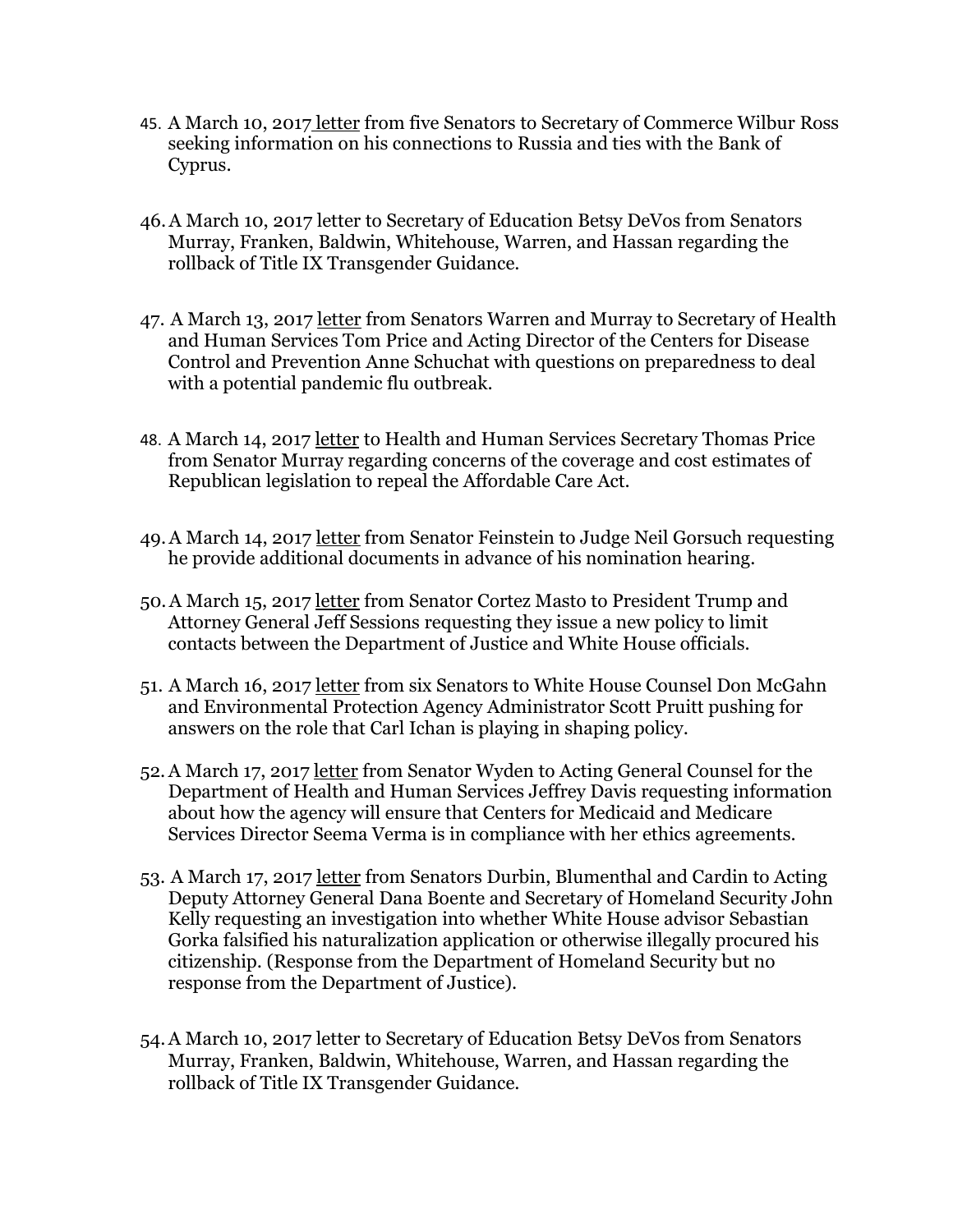45. A March 10, 2017 letter from five Senators to Secretary of Commerce Wilbur Ross seeking information on his connections to Russia and ties with the Bank of Cyprus.

46. A March 10, 2017 letter to Secretary of Education Betsy DeVos from Senators Murray, Franken, Baldwin, Whitehouse, Warren, and Hassan regarding the rollback of Title IX Transgender Guidance.

47. A March 13, 2017 letter from Senators Warren and Murray to Secretary of Health and Human Services Tom Price and Acting Director of the Centers for Disease Control and Prevention Anne Schuchat with questions on preparedness to deal with a potential pandemic flu outbreak.

48. A March 14, 2017 letter to Health and Human Services Secretary Thomas Price from Senator Murray regarding concerns of the coverage and cost estimates of Republican legislation to repeal the Affordable Care Act.

49. A March 14, 2017 letter from Senator Feinstein to Judge Neil Gorsuch requesting he provide additional documents in advance of his nomination hearing.

50. A March 15, 2017 letter from Senator Cortez Masto to President Trump and Attorney General Jeff Sessions requesting they issue a new policy to limit contacts between the Department of Justice and White House officials.

51. A March 16, 2017 letter from six Senators to White House Counsel Don McGahn and Environmental Protection Agency Administrator Scott Pruitt pushing for answers on the role that Carl Ichan is playing in shaping policy.

52. A March 17, 2017 letter from Senator Wyden to Acting General Counsel for the Department of Health and Human Services Jeffrey Davis requesting information about how the agency will ensure that Centers for Medicaid and Medicare Services Director Seema Verma is in compliance with her ethics agreements.

53. A March 17, 2017 letter from Senators Durbin, Blumenthal and Cardin to Acting Deputy Attorney General Dana Boente and Secretary of Homeland Security John Kelly requesting an investigation into whether White House advisor Sebastian Gorka falsified his naturalization application or otherwise illegally procured his citizenship. (Response from the Department of Homeland Security but no response from the Department of Justice).

54. A March 10, 2017 letter to Secretary of Education Betsy DeVos from Senators Murray, Franken, Baldwin, Whitehouse, Warren, and Hassan regarding the rollback of Title IX Transgender Guidance.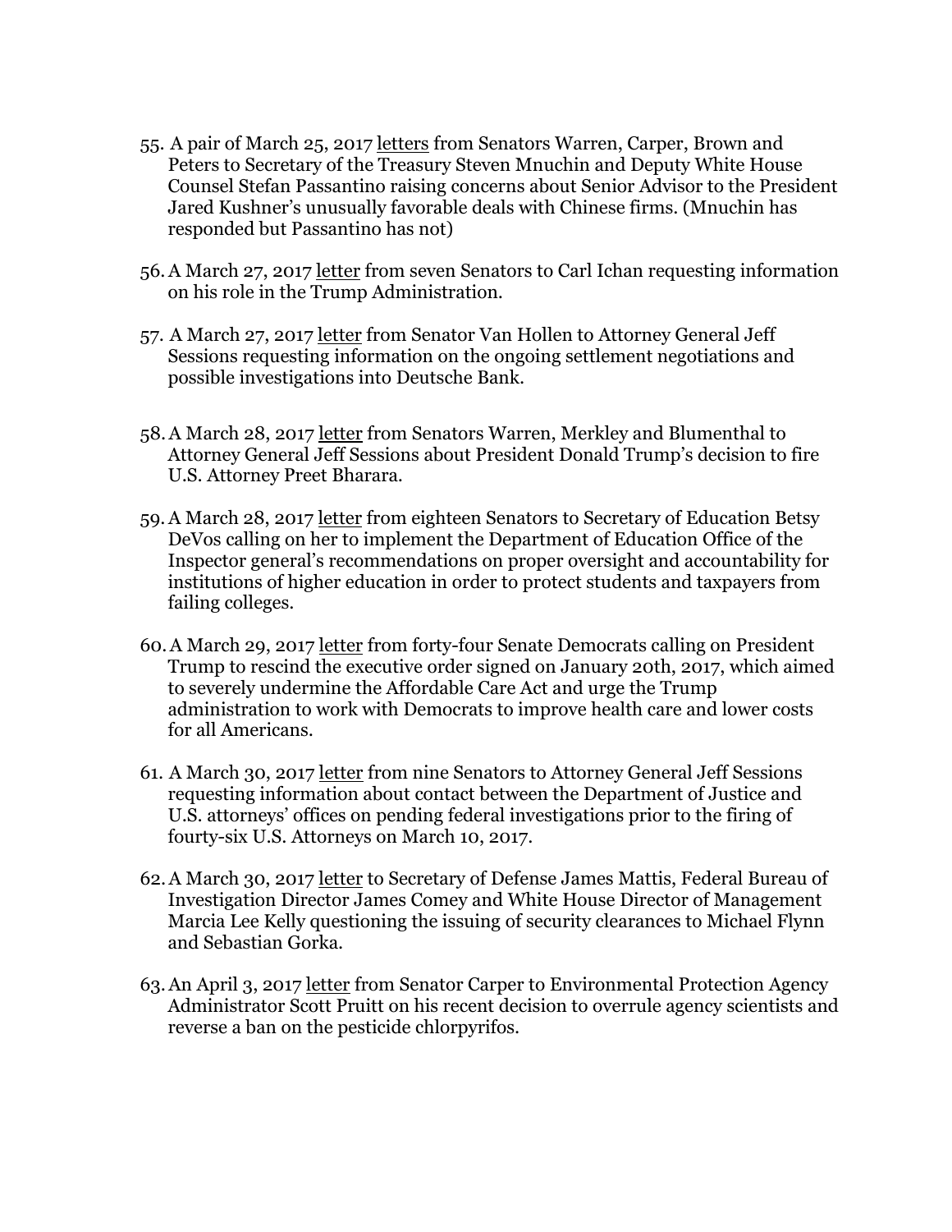55. A pair of March 25, 2017 letters from Senators Warren, Carper, Brown and Peters to Secretary of the Treasury Steven Mnuchin and Deputy White House Counsel Stefan Passantino raising concerns about Senior Advisor to the President Jared Kushner's unusually favorable deals with Chinese firms. (Mnuchin has responded but Passantino has not)

56. A March 27, 2017 letter from seven Senators to Carl Ichan requesting information on his role in the Trump Administration.

57. A March 27, 2017 letter from Senator Van Hollen to Attorney General Jeff Sessions requesting information on the ongoing settlement negotiations and possible investigations into Deutsche Bank.

58. A March 28, 2017 letter from Senators Warren, Merkley and Blumenthal to Attorney General Jeff Sessions about President Donald Trump's decision to fire U.S. Attorney Preet Bharara.

59. A March 28, 2017 letter from eighteen Senators to Secretary of Education Betsy DeVos calling on her to implement the Department of Education Office of the Inspector general's recommendations on proper oversight and accountability for institutions of higher education in order to protect students and taxpayers from failing colleges.

60. A March 29, 2017 letter from forty-four Senate Democrats calling on President Trump to rescind the executive order signed on January 20th, 2017, which aimed to severely undermine the Affordable Care Act and urge the Trump administration to work with Democrats to improve health care and lower costs for all Americans.

61. A March 30, 2017 letter from nine Senators to Attorney General Jeff Sessions requesting information about contact between the Department of Justice and U.S. attorneys' offices on pending federal investigations prior to the firing of fourty-six U.S. Attorneys on March 10, 2017.

62. A March 30, 2017 letter to Secretary of Defense James Mattis, Federal Bureau of Investigation Director James Comey and White House Director of Management Marcia Lee Kelly questioning the issuing of security clearances to Michael Flynn and Sebastian Gorka.

63. An April 3, 2017 letter from Senator Carper to Environmental Protection Agency Administrator Scott Pruitt on his recent decision to overrule agency scientists and reverse a ban on the pesticide chlorpyrifos.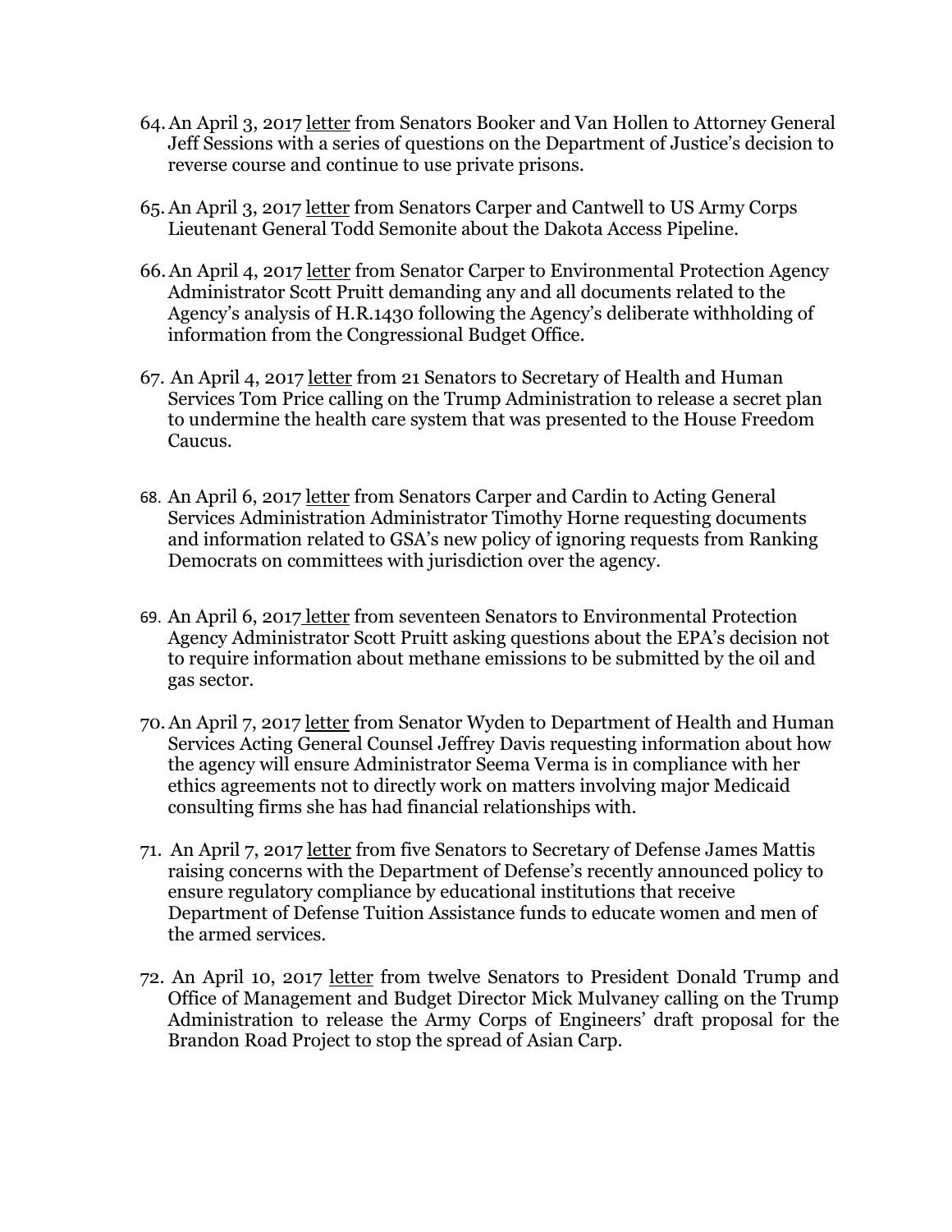64. An April 3, 2017 letter from Senators Booker and Van Hollen to Attorney General Jeff Sessions with a series of questions on the Department of Justice's decision to reverse course and continue to use private prisons.

65. An April 3, 2017 letter from Senators Carper and Cantwell to US Army Corps Lieutenant General Todd Semonite about the Dakota Access Pipeline.

66. An April 4, 2017 letter from Senator Carper to Environmental Protection Agency Administrator Scott Pruitt demanding any and all documents related to the Agency's analysis of H.R.1430 following the Agency's deliberate withholding of information from the Congressional Budget Office.

67. An April 4, 2017 letter from 21 Senators to Secretary of Health and Human Services Tom Price calling on the Trump Administration to release a secret plan to undermine the health care system that was presented to the House Freedom Caucus.

68. An April 6, 2017 letter from Senators Carper and Cardin to Acting General Services Administration Administrator Timothy Horne requesting documents and information related to GSA's new policy of ignoring requests from Ranking Democrats on committees with jurisdiction over the agency.

69. An April 6, 2017 letter from seventeen Senators to Environmental Protection Agency Administrator Scott Pruitt asking questions about the EPA's decision not to require information about methane emissions to be submitted by the oil and gas sector.

70. An April 7, 2017 letter from Senator Wyden to Department of Health and Human Services Acting General Counsel Jeffrey Davis requesting information about how the agency will ensure Administrator Seema Verma is in compliance with her ethics agreements not to directly work on matters involving major Medicaid consulting firms she has had financial relationships with.

71. An April 7, 2017 letter from five Senators to Secretary of Defense James Mattis raising concerns with the Department of Defense's recently announced policy to ensure regulatory compliance by educational institutions that receive Department of Defense Tuition Assistance funds to educate women and men of the armed services.

72. An April 10, 2017 letter from twelve Senators to President Donald Trump and Office of Management and Budget Director Mick Mulvaney calling on the Trump Administration to release the Army Corps of Engineers' draft proposal for the Brandon Road Project to stop the spread of Asian Carp.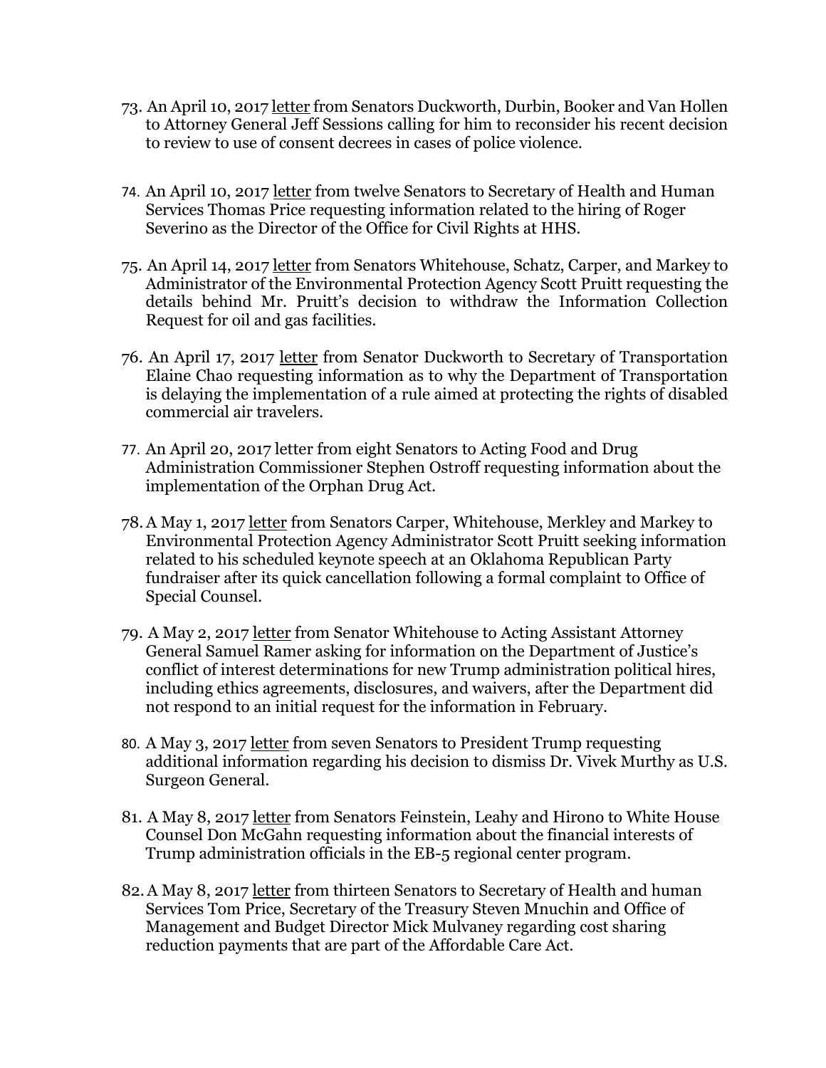73. An April 10, 2017 letter from Senators Duckworth, Durbin, Booker and Van Hollen to Attorney General Jeff Sessions calling for him to reconsider his recent decision to review to use of consent decrees in cases of police violence.

74. An April 10, 2017 letter from twelve Senators to Secretary of Health and Human Services Thomas Price requesting information related to the hiring of Roger Severino as the Director of the Office for Civil Rights at HHS.

75. An April 14, 2017 letter from Senators Whitehouse, Schatz, Carper, and Markey to Administrator of the Environmental Protection Agency Scott Pruitt requesting the details behind Mr. Pruitt's decision to withdraw the Information Collection Request for oil and gas facilities.

76. An April 17, 2017 letter from Senator Duckworth to Secretary of Transportation Elaine Chao requesting information as to why the Department of Transportation is delaying the implementation of a rule aimed at protecting the rights of disabled commercial air travelers.

77. An April 20, 2017 letter from eight Senators to Acting Food and Drug Administration Commissioner Stephen Ostroff requesting information about the implementation of the Orphan Drug Act.

78. A May 1, 2017 letter from Senators Carper, Whitehouse, Merkley and Markey to Environmental Protection Agency Administrator Scott Pruitt seeking information related to his scheduled keynote speech at an Oklahoma Republican Party fundraiser after its quick cancellation following a formal complaint to Office of Special Counsel.

79. A May 2, 2017 letter from Senator Whitehouse to Acting Assistant Attorney General Samuel Ramer asking for information on the Department of Justice's conflict of interest determinations for new Trump administration political hires, including ethics agreements, disclosures, and waivers, after the Department did not respond to an initial request for the information in February.

80. A May 3, 2017 letter from seven Senators to President Trump requesting additional information regarding his decision to dismiss Dr. Vivek Murthy as U.S. Surgeon General.

81. A May 8, 2017 letter from Senators Feinstein, Leahy and Hirono to White House Counsel Don McGahn requesting information about the financial interests of Trump administration officials in the EB-5 regional center program.

82. A May 8, 2017 letter from thirteen Senators to Secretary of Health and human Services Tom Price, Secretary of the Treasury Steven Mnuchin and Office of Management and Budget Director Mick Mulvaney regarding cost sharing reduction payments that are part of the Affordable Care Act.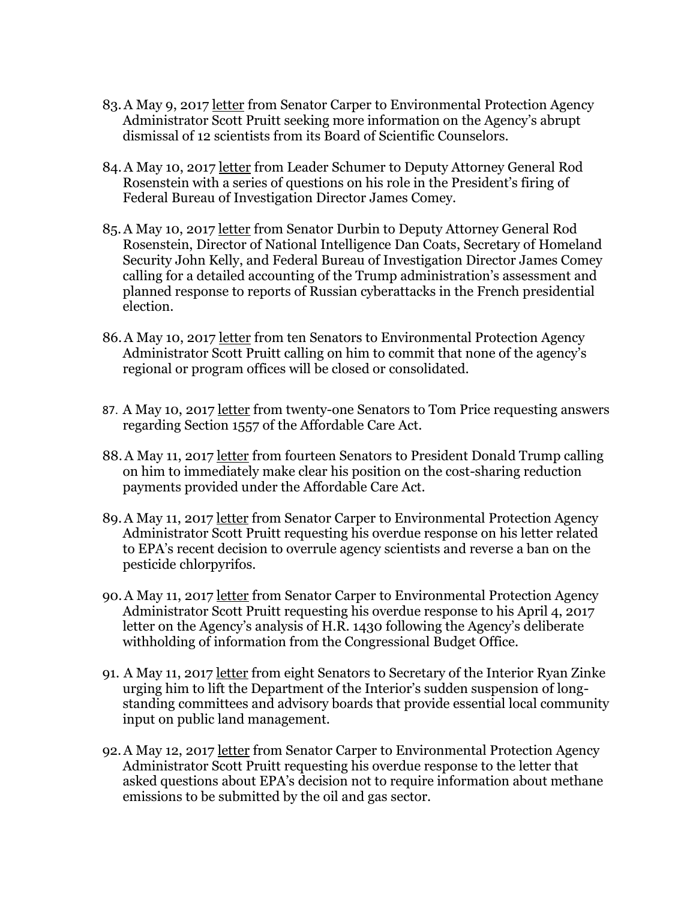83. A May 9, 2017 letter from Senator Carper to Environmental Protection Agency Administrator Scott Pruitt seeking more information on the Agency's abrupt dismissal of 12 scientists from its Board of Scientific Counselors.

84. A May 10, 2017 letter from Leader Schumer to Deputy Attorney General Rod Rosenstein with a series of questions on his role in the President's firing of Federal Bureau of Investigation Director James Comey.

85. A May 10, 2017 letter from Senator Durbin to Deputy Attorney General Rod Rosenstein, Director of National Intelligence Dan Coats, Secretary of Homeland Security John Kelly, and Federal Bureau of Investigation Director James Comey calling for a detailed accounting of the Trump administration's assessment and planned response to reports of Russian cyberattacks in the French presidential election.

86. A May 10, 2017 letter from ten Senators to Environmental Protection Agency Administrator Scott Pruitt calling on him to commit that none of the agency's regional or program offices will be closed or consolidated.

87. A May 10, 2017 letter from twenty-one Senators to Tom Price requesting answers regarding Section 1557 of the Affordable Care Act.

88. A May 11, 2017 letter from fourteen Senators to President Donald Trump calling on him to immediately make clear his position on the cost-sharing reduction payments provided under the Affordable Care Act.

89. A May 11, 2017 letter from Senator Carper to Environmental Protection Agency Administrator Scott Pruitt requesting his overdue response on his letter related to EPA's recent decision to overrule agency scientists and reverse a ban on the pesticide chlorpyrifos.

90. A May 11, 2017 letter from Senator Carper to Environmental Protection Agency Administrator Scott Pruitt requesting his overdue response to his April 4, 2017 letter on the Agency's analysis of H.R. 1430 following the Agency's deliberate withholding of information from the Congressional Budget Office.

91. A May 11, 2017 letter from eight Senators to Secretary of the Interior Ryan Zinke urging him to lift the Department of the Interior's sudden suspension of long-standing committees and advisory boards that provide essential local community input on public land management.

92. A May 12, 2017 letter from Senator Carper to Environmental Protection Agency Administrator Scott Pruitt requesting his overdue response to the letter that asked questions about EPA's decision not to require information about methane emissions to be submitted by the oil and gas sector.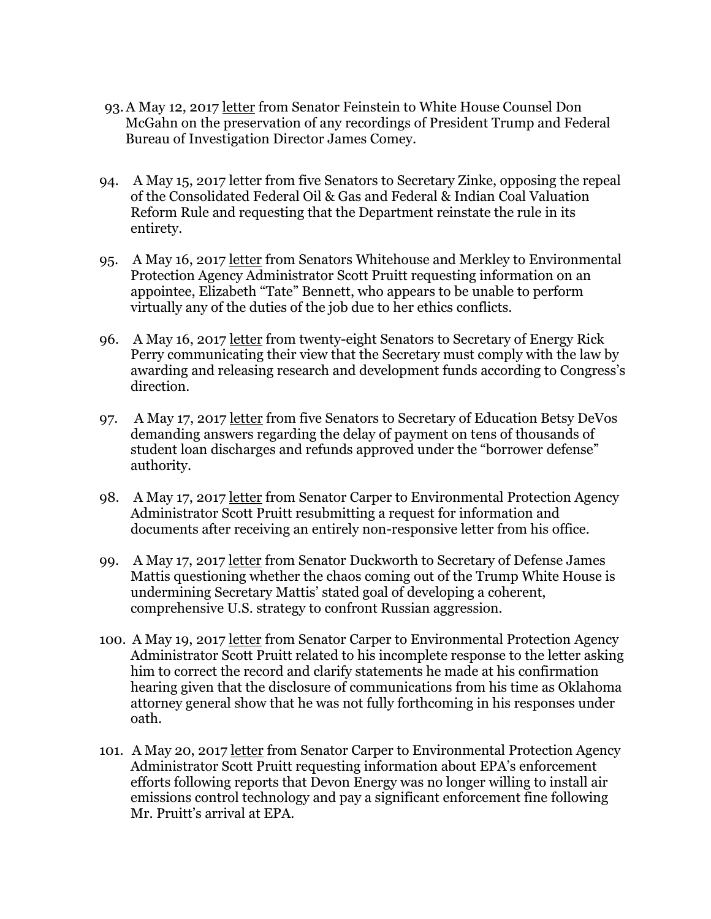93. A May 12, 2017 letter from Senator Feinstein to White House Counsel Don McGahn on the preservation of any recordings of President Trump and Federal Bureau of Investigation Director James Comey.

94. A May 15, 2017 letter from five Senators to Secretary Zinke, opposing the repeal of the Consolidated Federal Oil & Gas and Federal & Indian Coal Valuation Reform Rule and requesting that the Department reinstate the rule in its entirety.

95. A May 16, 2017 letter from Senators Whitehouse and Merkley to Environmental Protection Agency Administrator Scott Pruitt requesting information on an appointee, Elizabeth "Tate" Bennett, who appears to be unable to perform virtually any of the duties of the job due to her ethics conflicts.

96. A May 16, 2017 letter from twenty-eight Senators to Secretary of Energy Rick Perry communicating their view that the Secretary must comply with the law by awarding and releasing research and development funds according to Congress's direction.

97. A May 17, 2017 letter from five Senators to Secretary of Education Betsy DeVos demanding answers regarding the delay of payment on tens of thousands of student loan discharges and refunds approved under the "borrower defense" authority.

98. A May 17, 2017 letter from Senator Carper to Environmental Protection Agency Administrator Scott Pruitt resubmitting a request for information and documents after receiving an entirely non-responsive letter from his office.

99. A May 17, 2017 letter from Senator Duckworth to Secretary of Defense James Mattis questioning whether the chaos coming out of the Trump White House is undermining Secretary Mattis' stated goal of developing a coherent, comprehensive U.S. strategy to confront Russian aggression.

100. A May 19, 2017 letter from Senator Carper to Environmental Protection Agency Administrator Scott Pruitt related to his incomplete response to the letter asking him to correct the record and clarify statements he made at his confirmation hearing given that the disclosure of communications from his time as Oklahoma attorney general show that he was not fully forthcoming in his responses under oath.

101. A May 20, 2017 letter from Senator Carper to Environmental Protection Agency Administrator Scott Pruitt requesting information about EPA's enforcement efforts following reports that Devon Energy was no longer willing to install air emissions control technology and pay a significant enforcement fine following Mr. Pruitt's arrival at EPA.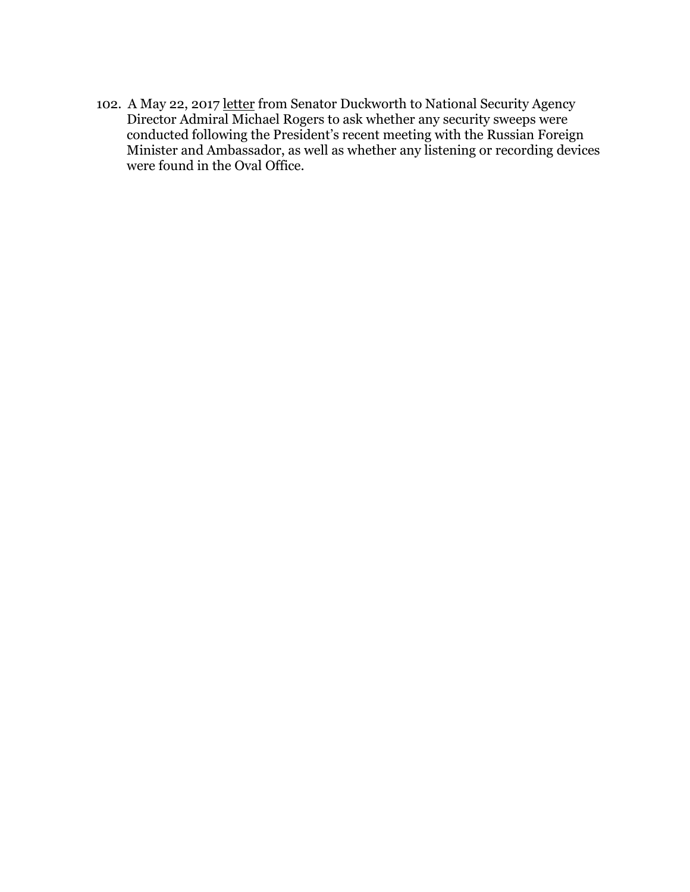102. A May 22, 2017 letter from Senator Duckworth to National Security Agency Director Admiral Michael Rogers to ask whether any security sweeps were conducted following the President's recent meeting with the Russian Foreign Minister and Ambassador, as well as whether any listening or recording devices were found in the Oval Office.